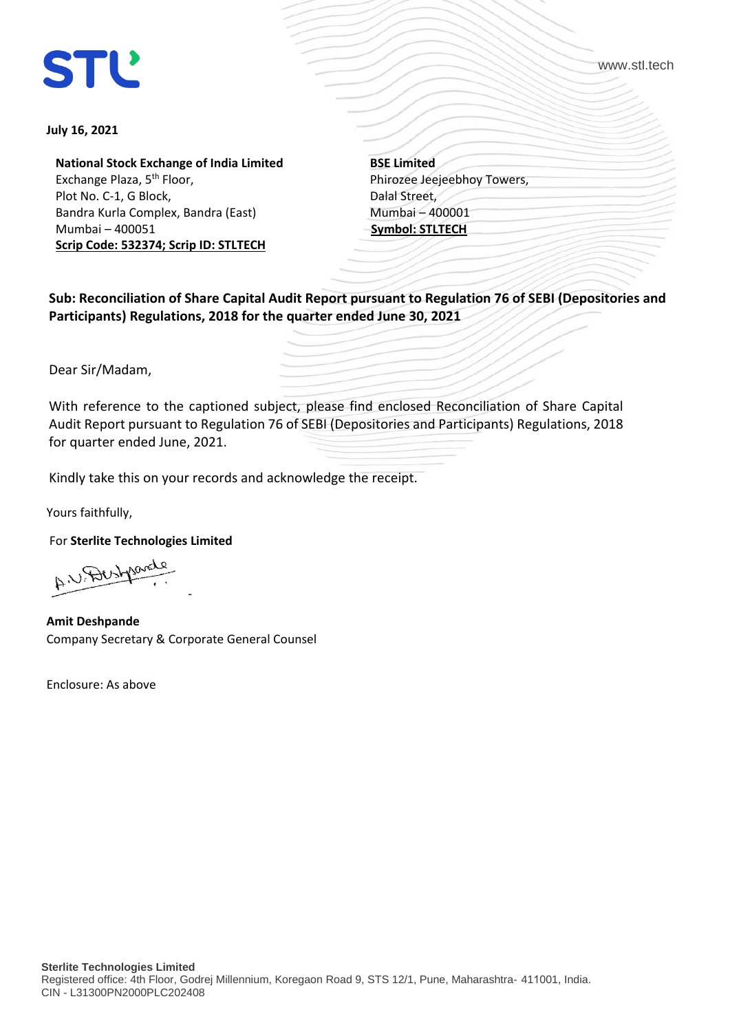**July 16, 2021**

**National Stock Exchange of India Limited**
Exchange Plaza, 5th Floor,
Plot No. C-1, G Block,
Bandra Kurla Complex, Bandra (East)
Mumbai – 400051
**Scrip Code: 532374; Scrip ID: STLTECH**

**BSE Limited**
Phirozee Jeejeebhoy Towers,
Dalal Street,
Mumbai – 400001
**Symbol: STLTECH**

**Sub: Reconciliation of Share Capital Audit Report pursuant to Regulation 76 of SEBI (Depositories and Participants) Regulations, 2018 for the quarter ended June 30, 2021**

Dear Sir/Madam,

With reference to the captioned subject, please find enclosed Reconciliation of Share Capital Audit Report pursuant to Regulation 76 of SEBI (Depositories and Participants) Regulations, 2018 for quarter ended June, 2021.

Kindly take this on your records and acknowledge the receipt.

Yours faithfully,

For **Sterlite Technologies Limited**

A.V. Deshpande

**Amit Deshpande**
Company Secretary & Corporate General Counsel

Enclosure: As above

**Sterlite Technologies Limited**
Registered office: 4th Floor, Godrej Millennium, Koregaon Road 9, STS 12/1, Pune, Maharashtra- 411001, India.
CIN - L31300PN2000PLC202408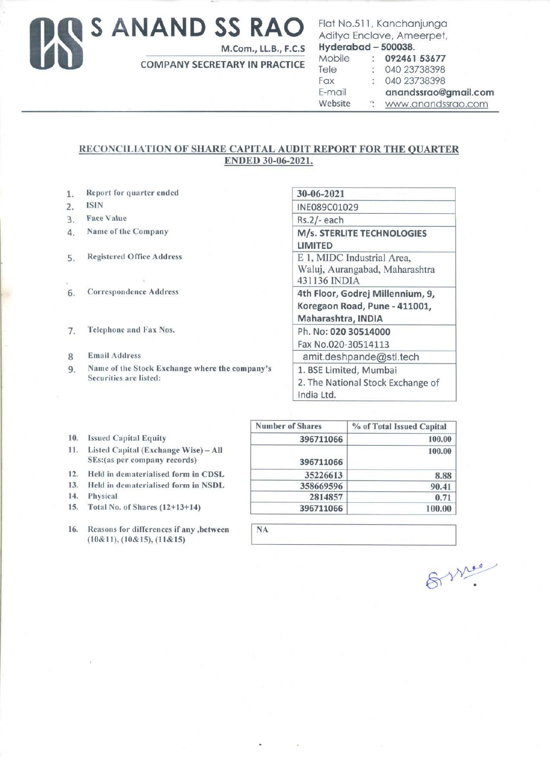# S ANAND SS RAO

M.Com., LL.B., F.C.S

COMPANY SECRETARY IN PRACTICE

Flat No.511, Kanchanjunga
Aditya Enclave, Ameerpet,
**Hyderabad – 500038.**
Mobile : **092461 53677**
Tele : 040 23738398
Fax : 040 23738398
E-mail : **anandssrao@gmail.com**
Website : www.anandssrao.com

## RECONCILIATION OF SHARE CAPITAL AUDIT REPORT FOR THE QUARTER ENDED 30-06-2021.

| No. | Particulars | Details |
|---|---|---|
| 1. | Report for quarter ended | 30-06-2021 |
| 2. | ISIN | INE089C01029 |
| 3. | Face Value | Rs.2/- each |
| 4. | Name of the Company | M/s. STERLITE TECHNOLOGIES LIMITED |
| 5. | Registered Office Address | E 1, MIDC Industrial Area, Waluj, Aurangabad, Maharashtra 431136 INDIA |
| 6. | Correspondence Address | 4th Floor, Godrej Millennium, 9, Koregaon Road, Pune - 411001, Maharashtra, INDIA |
| 7. | Telephone and Fax Nos. | Ph. No: 020 30514000<br>Fax No.020-30514113 |
| 8 | Email Address | amit.deshpande@stl.tech |
| 9. | Name of the Stock Exchange where the company's Securities are listed: | 1. BSE Limited, Mumbai<br>2. The National Stock Exchange of India Ltd. |

| No. | Particulars | Number of Shares | % of Total Issued Capital |
|---|---|---|---|
| 10. | Issued Capital Equity | 396711066 | 100.00 |
| 11. | Listed Capital (Exchange Wise) – All SEs:(as per company records) | 396711066 | 100.00 |
| 12. | Held in dematerialised form in CDSL | 35226613 | 8.88 |
| 13. | Held in dematerialised form in NSDL | 358669596 | 90.41 |
| 14. | Physical | 2814857 | 0.71 |
| 15. | Total No. of Shares (12+13+14) | 396711066 | 100.00 |

| No. | Particulars | Details |
|---|---|---|
| 16. | Reasons for differences if any ,between (10&11), (10&15), (11&15) | NA |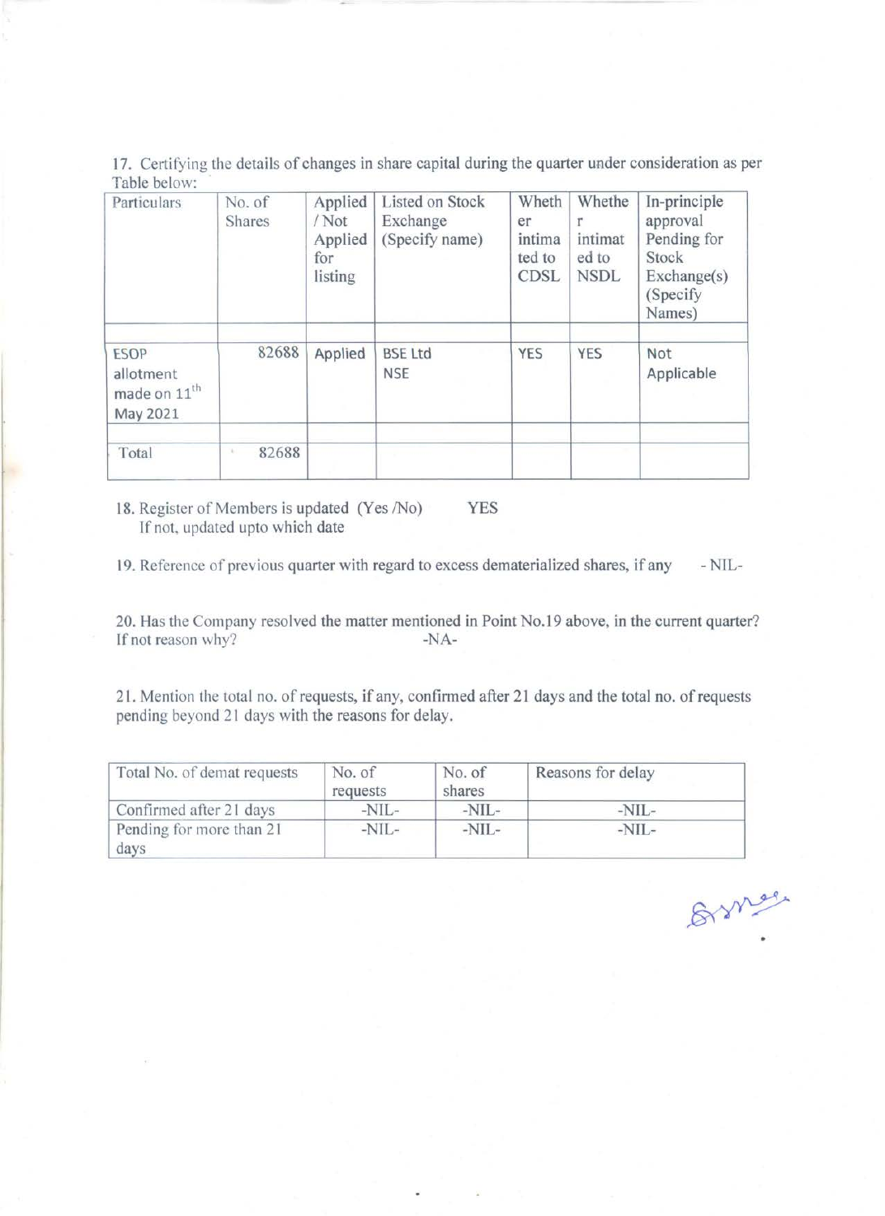17. Certifying the details of changes in share capital during the quarter under consideration as per Table below:

| Particulars | No. of Shares | Applied / Not Applied for listing | Listed on Stock Exchange (Specify name) | Whether intimated to CDSL | Whether intimated to NSDL | In-principle approval Pending for Stock Exchange(s) (Specify Names) |
|---|---|---|---|---|---|---|
| | | | | | | |
| ESOP allotment made on 11th May 2021 | 82688 | Applied | BSE Ltd NSE | YES | YES | Not Applicable |
| | | | | | | |
| Total | 82688 | | | | | |

18. Register of Members is updated (Yes /No) YES
If not, updated upto which date

19. Reference of previous quarter with regard to excess dematerialized shares, if any - NIL-

20. Has the Company resolved the matter mentioned in Point No.19 above, in the current quarter? If not reason why? -NA-

21. Mention the total no. of requests, if any, confirmed after 21 days and the total no. of requests pending beyond 21 days with the reasons for delay.

| Total No. of demat requests | No. of requests | No. of shares | Reasons for delay |
|---|---|---|---|
| Confirmed after 21 days | -NIL- | -NIL- | -NIL- |
| Pending for more than 21 days | -NIL- | -NIL- | -NIL- |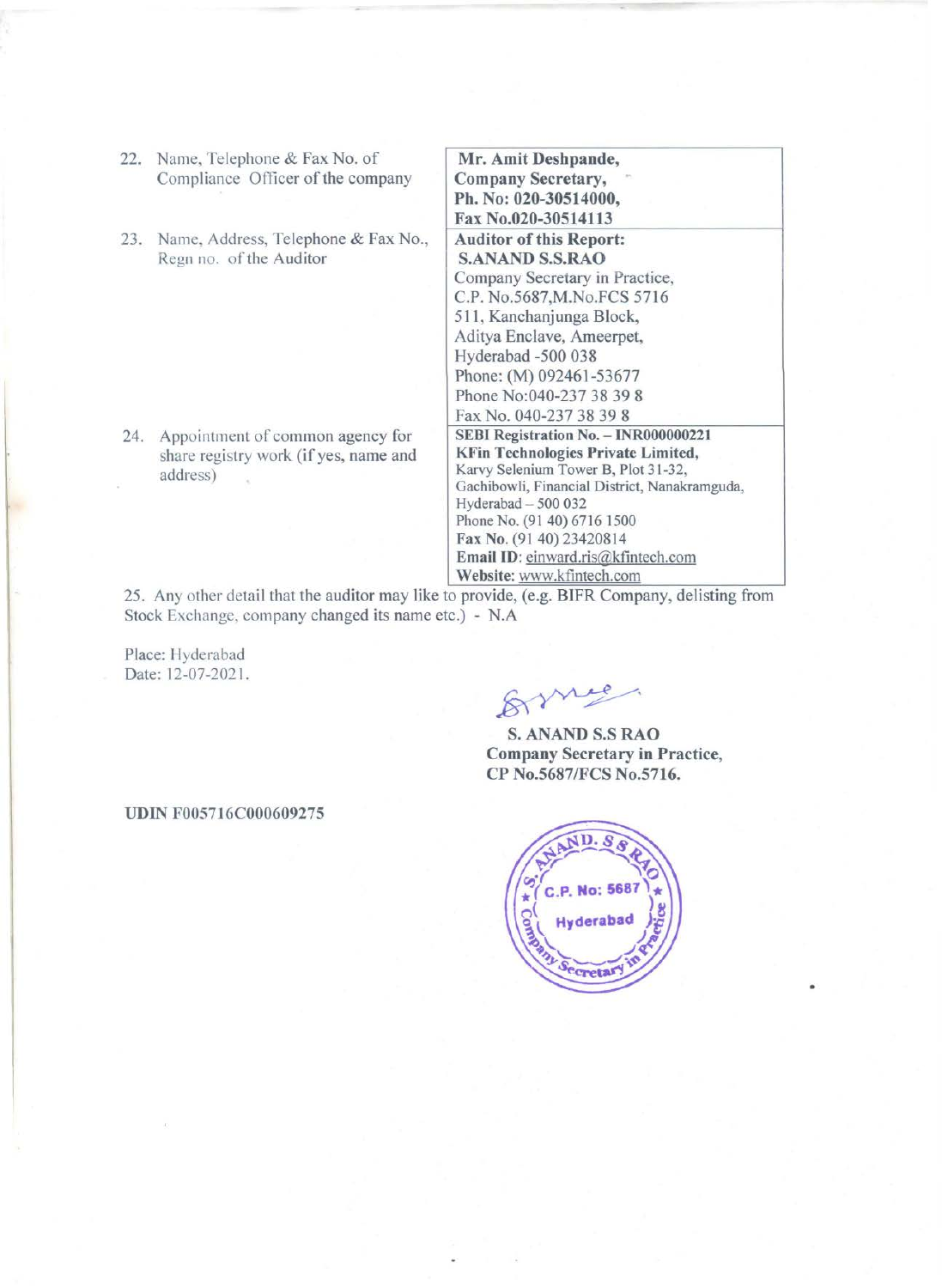| | | |
|---|---|---|
| 22. | Name, Telephone & Fax No. of Compliance Officer of the company | **Mr. Amit Deshpande,**<br>**Company Secretary,**<br>**Ph. No: 020-30514000,**<br>**Fax No.020-30514113** |
| 23. | Name, Address, Telephone & Fax No., Regn no. of the Auditor | **Auditor of this Report:**<br>**S.ANAND S.S.RAO**<br>Company Secretary in Practice,<br>C.P. No.5687,M.No.FCS 5716<br>511, Kanchanjunga Block,<br>Aditya Enclave, Ameerpet,<br>Hyderabad -500 038<br>Phone: (M) 092461-53677<br>Phone No:040-237 38 39 8<br>Fax No. 040-237 38 39 8 |
| 24. | Appointment of common agency for share registry work (if yes, name and address) | **SEBI Registration No. – INR000000221**<br>**KFin Technologies Private Limited,**<br>Karvy Selenium Tower B, Plot 31-32,<br>Gachibowli, Financial District, Nanakramguda,<br>Hyderabad – 500 032<br>Phone No. (91 40) 6716 1500<br>**Fax No.** (91 40) 23420814<br>**Email ID**: einward.ris@kfintech.com<br>**Website**: www.kfintech.com |

25. Any other detail that the auditor may like to provide, (e.g. BIFR Company, delisting from Stock Exchange, company changed its name etc.) - N.A

Place: Hyderabad
Date: 12-07-2021.

**S. ANAND S.S RAO**
**Company Secretary in Practice,**
**CP No.5687/FCS No.5716.**

**UDIN F005716C000609275**